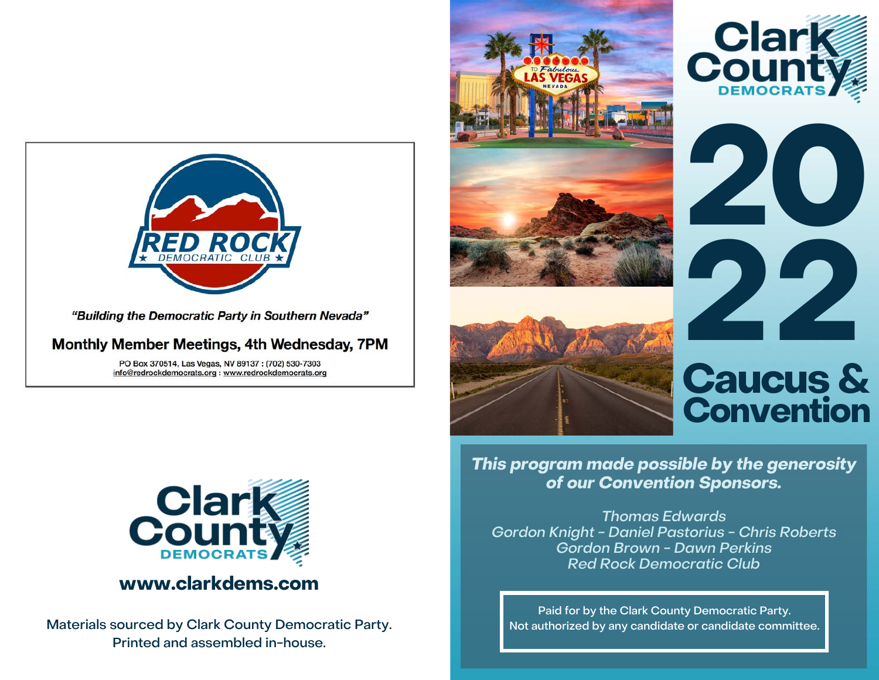RED ROCK
★ DEMOCRATIC CLUB ★

*"Building the Democratic Party in Southern Nevada"*

**Monthly Member Meetings, 4th Wednesday, 7PM**

PO Box 370514, Las Vegas, NV 89137 : (702) 530-7303
info@redrockdemocrats.org : www.redrockdemocrats.org

Clark County DEMOCRATS

**www.clarkdems.com**

Materials sourced by Clark County Democratic Party.
Printed and assembled in-house.

Clark County DEMOCRATS

# 2022

# Caucus & Convention

***This program made possible by the generosity of our Convention Sponsors.***

*Thomas Edwards*
*Gordon Knight - Daniel Pastorius - Chris Roberts*
*Gordon Brown - Dawn Perkins*
*Red Rock Democratic Club*

Paid for by the Clark County Democratic Party.
Not authorized by any candidate or candidate committee.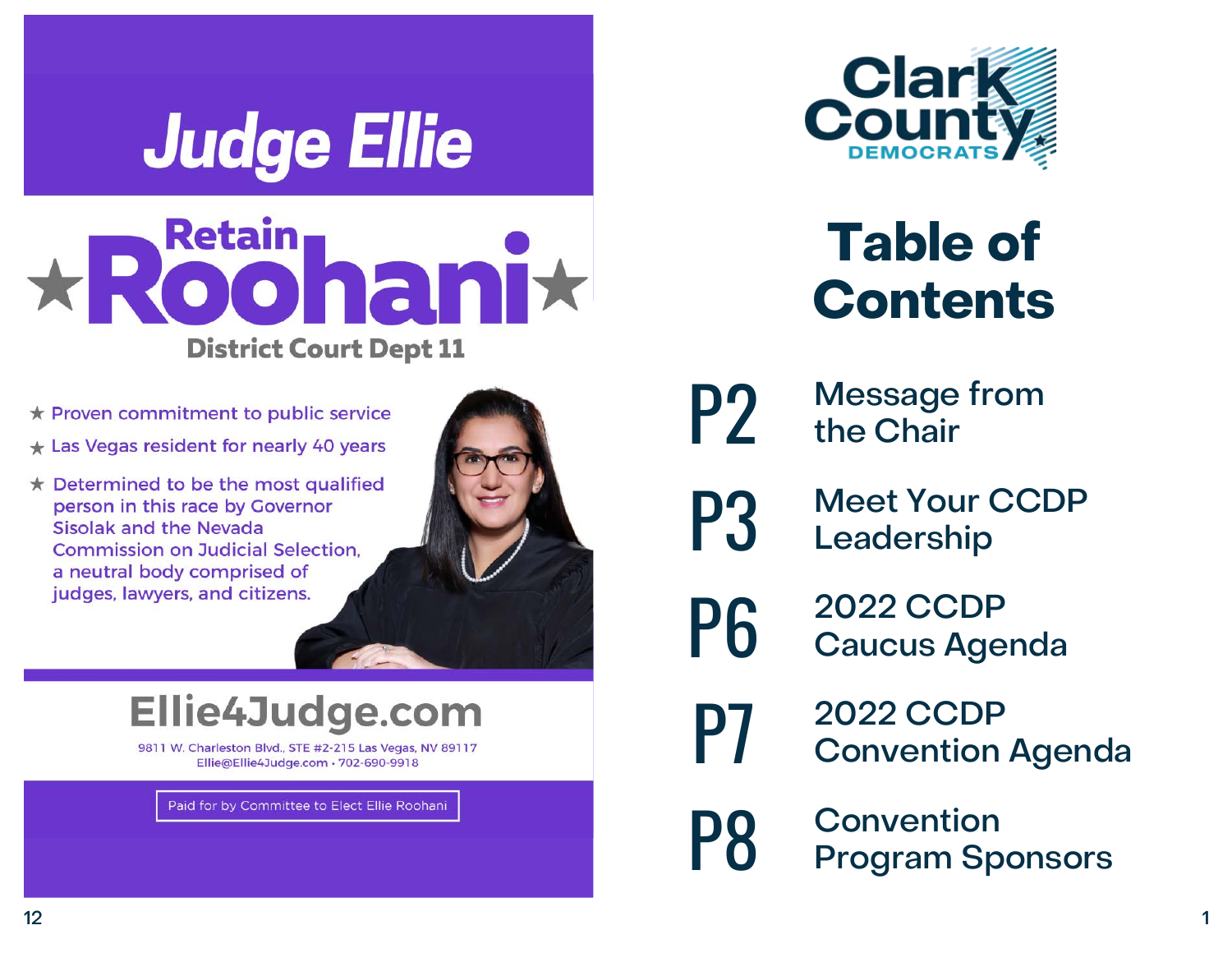# Judge Ellie

## Retain ★Roohani★

### District Court Dept 11

- ★ Proven commitment to public service
- ★ Las Vegas resident for nearly 40 years
- ★ Determined to be the most qualified person in this race by Governor Sisolak and the Nevada Commission on Judicial Selection, a neutral body comprised of judges, lawyers, and citizens.

## Ellie4Judge.com

9811 W. Charleston Blvd., STE #2-215 Las Vegas, NV 89117
Ellie@Ellie4Judge.com • 702-690-9918

Paid for by Committee to Elect Ellie Roohani

Clark County DEMOCRATS

# Table of Contents

| | |
|---|---|
| P2 | Message from the Chair |
| P3 | Meet Your CCDP Leadership |
| P6 | 2022 CCDP Caucus Agenda |
| P7 | 2022 CCDP Convention Agenda |
| P8 | Convention Program Sponsors |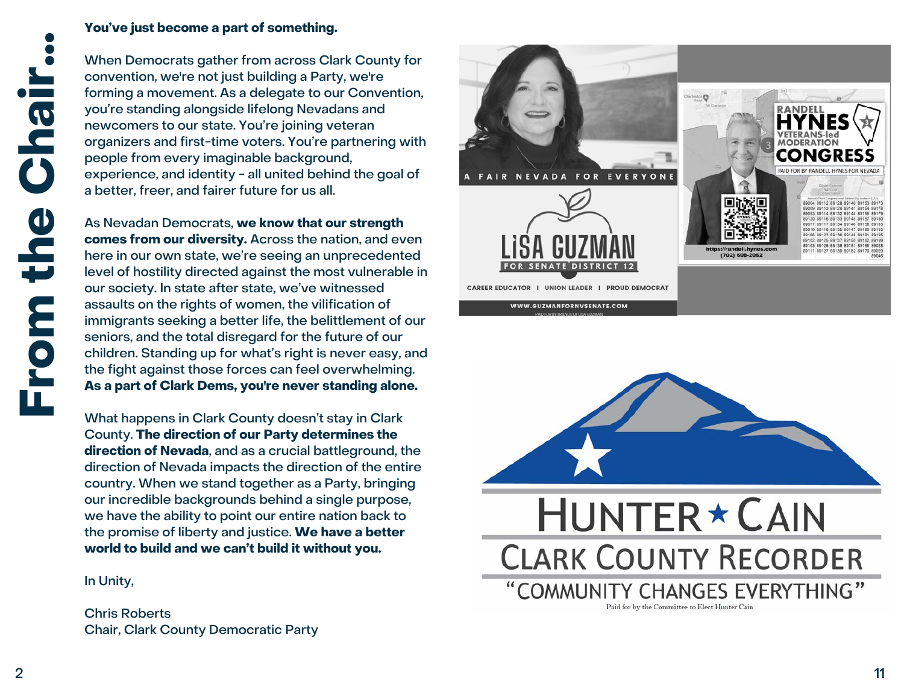# From the Chair...

**You've just become a part of something.**

When Democrats gather from across Clark County for convention, we're not just building a Party, we're forming a movement. As a delegate to our Convention, you're standing alongside lifelong Nevadans and newcomers to our state. You're joining veteran organizers and first-time voters. You're partnering with people from every imaginable background, experience, and identity - all united behind the goal of a better, freer, and fairer future for us all.

As Nevadan Democrats, **we know that our strength comes from our diversity.** Across the nation, and even here in our own state, we're seeing an unprecedented level of hostility directed against the most vulnerable in our society. In state after state, we've witnessed assaults on the rights of women, the vilification of immigrants seeking a better life, the belittlement of our seniors, and the total disregard for the future of our children. Standing up for what's right is never easy, and the fight against those forces can feel overwhelming. **As a part of Clark Dems, you're never standing alone.**

What happens in Clark County doesn't stay in Clark County. **The direction of our Party determines the direction of Nevada**, and as a crucial battleground, the direction of Nevada impacts the direction of the entire country. When we stand together as a Party, bringing our incredible backgrounds behind a single purpose, we have the ability to point our entire nation back to the promise of liberty and justice. **We have a better world to build and we can't build it without you.**

In Unity,

Chris Roberts
Chair, Clark County Democratic Party

A FAIR NEVADA FOR EVERYONE

LISA GUZMAN
FOR SENATE DISTRICT 12

CAREER EDUCATOR | UNION LEADER | PROUD DEMOCRAT

WWW.GUZMANFORNVSENATE.COM

PAID FOR BY FRIENDS OF LISA GUZMAN

RANDELL HYNES
VETERANS-led MODERATION
CONGRESS

PAID FOR BY RANDELL HYNES FOR NEVADA

https://randell.hynes.com
(702) 608-2062

HUNTER ★ CAIN
CLARK COUNTY RECORDER
"COMMUNITY CHANGES EVERYTHING"

Paid for by the Committee to Elect Hunter Cain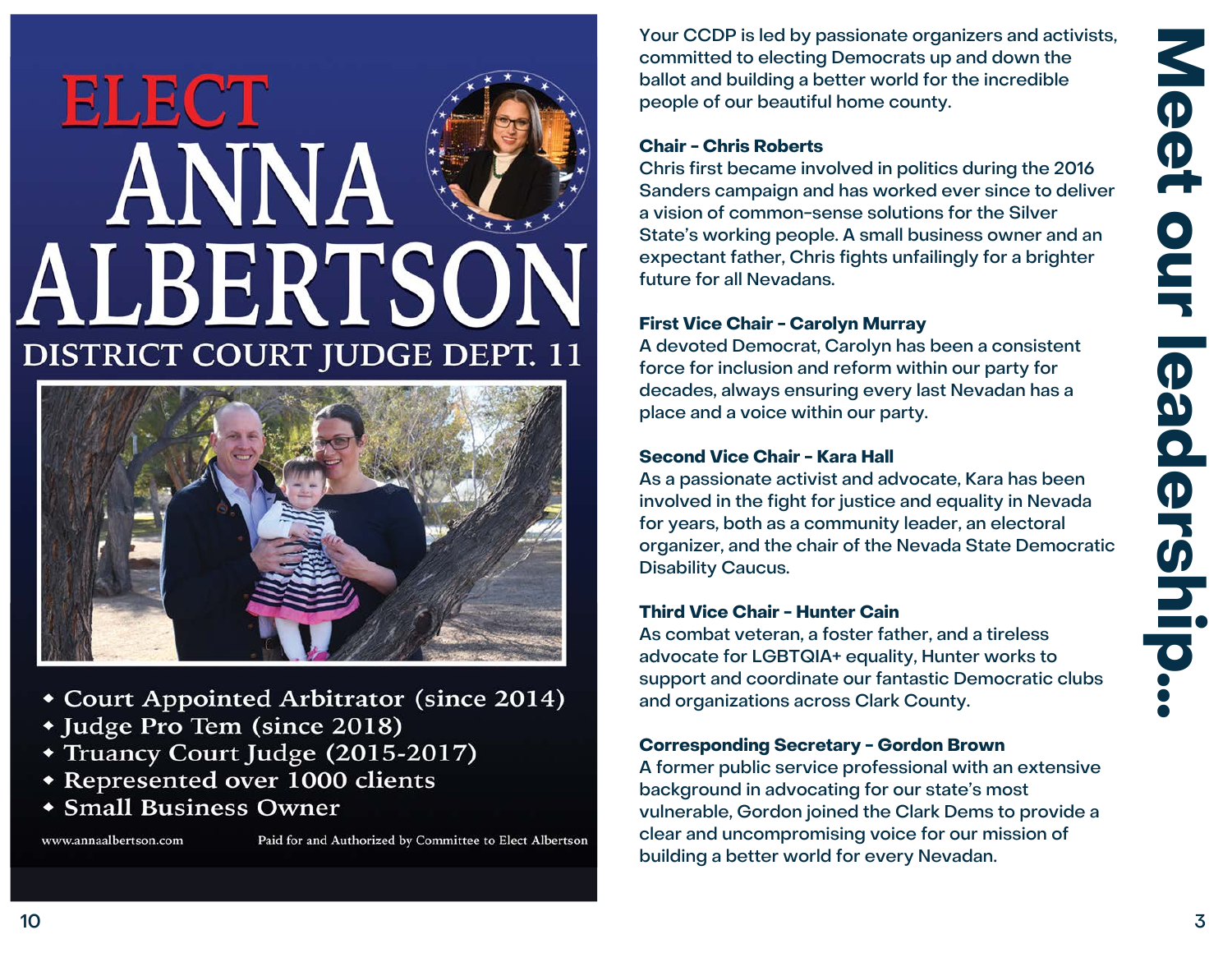# ELECT ANNA ALBERTSON

## DISTRICT COURT JUDGE DEPT. 11

- Court Appointed Arbitrator (since 2014)
- Judge Pro Tem (since 2018)
- Truancy Court Judge (2015-2017)
- Represented over 1000 clients
- Small Business Owner

www.annaalbertson.com

Paid for and Authorized by Committee to Elect Albertson

# Meet our leadership...

Your CCDP is led by passionate organizers and activists, committed to electing Democrats up and down the ballot and building a better world for the incredible people of our beautiful home county.

**Chair - Chris Roberts**

Chris first became involved in politics during the 2016 Sanders campaign and has worked ever since to deliver a vision of common-sense solutions for the Silver State's working people. A small business owner and an expectant father, Chris fights unfailingly for a brighter future for all Nevadans.

**First Vice Chair - Carolyn Murray**

A devoted Democrat, Carolyn has been a consistent force for inclusion and reform within our party for decades, always ensuring every last Nevadan has a place and a voice within our party.

**Second Vice Chair - Kara Hall**

As a passionate activist and advocate, Kara has been involved in the fight for justice and equality in Nevada for years, both as a community leader, an electoral organizer, and the chair of the Nevada State Democratic Disability Caucus.

**Third Vice Chair - Hunter Cain**

As combat veteran, a foster father, and a tireless advocate for LGBTQIA+ equality, Hunter works to support and coordinate our fantastic Democratic clubs and organizations across Clark County.

**Corresponding Secretary - Gordon Brown**

A former public service professional with an extensive background in advocating for our state's most vulnerable, Gordon joined the Clark Dems to provide a clear and uncompromising voice for our mission of building a better world for every Nevadan.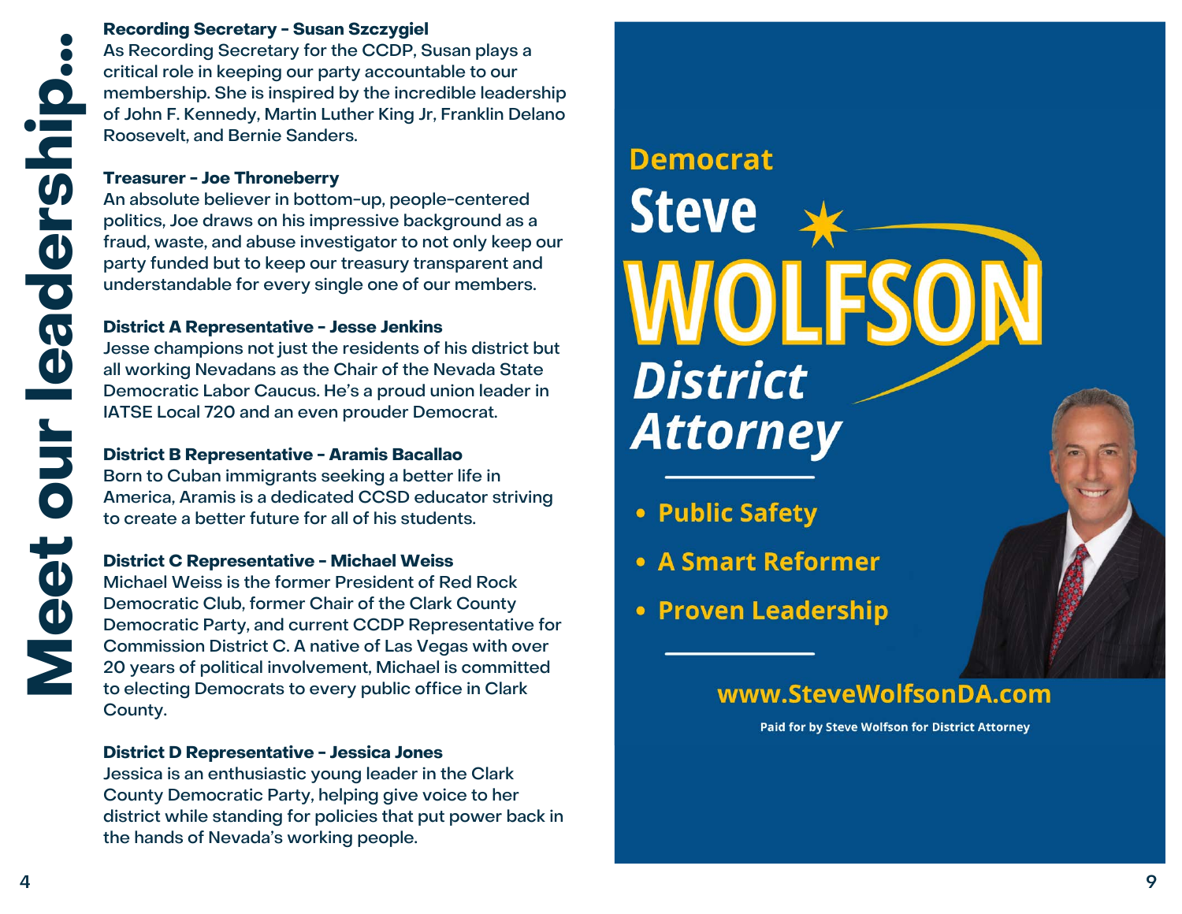# Meet our leadership...

**Recording Secretary - Susan Szczygiel**
As Recording Secretary for the CCDP, Susan plays a critical role in keeping our party accountable to our membership. She is inspired by the incredible leadership of John F. Kennedy, Martin Luther King Jr, Franklin Delano Roosevelt, and Bernie Sanders.

**Treasurer - Joe Throneberry**
An absolute believer in bottom-up, people-centered politics, Joe draws on his impressive background as a fraud, waste, and abuse investigator to not only keep our party funded but to keep our treasury transparent and understandable for every single one of our members.

**District A Representative - Jesse Jenkins**
Jesse champions not just the residents of his district but all working Nevadans as the Chair of the Nevada State Democratic Labor Caucus. He's a proud union leader in IATSE Local 720 and an even prouder Democrat.

**District B Representative - Aramis Bacallao**
Born to Cuban immigrants seeking a better life in America, Aramis is a dedicated CCSD educator striving to create a better future for all of his students.

**District C Representative - Michael Weiss**
Michael Weiss is the former President of Red Rock Democratic Club, former Chair of the Clark County Democratic Party, and current CCDP Representative for Commission District C. A native of Las Vegas with over 20 years of political involvement, Michael is committed to electing Democrats to every public office in Clark County.

**District D Representative - Jessica Jones**
Jessica is an enthusiastic young leader in the Clark County Democratic Party, helping give voice to her district while standing for policies that put power back in the hands of Nevada's working people.

---

**Democrat**

# Steve WOLFSON

***District Attorney***

- **Public Safety**
- **A Smart Reformer**
- **Proven Leadership**

**www.SteveWolfsonDA.com**

Paid for by Steve Wolfson for District Attorney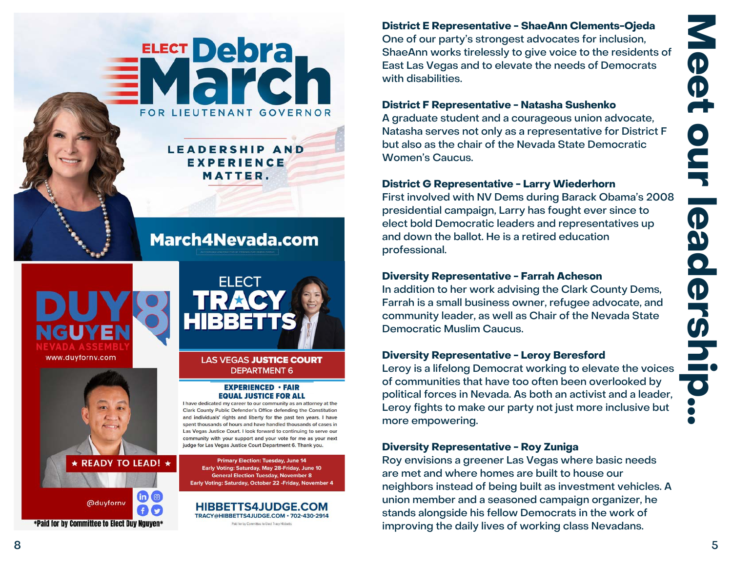ELECT **Debra March**

FOR LIEUTENANT GOVERNOR

LEADERSHIP AND EXPERIENCE MATTER.

March4Nevada.com

AUTHORIZED AND PAID FOR BY FRIENDS FOR DEBRA MARCH

**DUY NGUYEN**

NEVADA ASSEMBLY 8

www.duyfornv.com

★ READY TO LEAD! ★

@duyfornv

*Paid for by Committee to Elect Duy Nguyen*

ELECT **TRACY HIBBETTS**

LAS VEGAS **JUSTICE COURT** DEPARTMENT 6

**EXPERIENCED • FAIR EQUAL JUSTICE FOR ALL**

I have dedicated my career to our community as an attorney at the Clark County Public Defender's Office defending the Constitution and individuals' rights and liberty for the past ten years. I have spent thousands of hours and have handled thousands of cases in Las Vegas Justice Court. I look forward to continuing to serve our community with your support and your vote for me as your next judge for Las Vegas Justice Court Department 6. Thank you.

Primary Election: Tuesday, June 14
Early Voting: Saturday, May 28-Friday, June 10
General Election Tuesday, November 8
Early Voting: Saturday, October 22 -Friday, November 4

**HIBBETTS4JUDGE.COM**
TRACY@HIBBETTS4JUDGE.COM • 702-430-2914

Paid for by Committee to Elect Tracy Hibbetts

# Meet our leadership...

**District E Representative - ShaeAnn Clements-Ojeda**
One of our party's strongest advocates for inclusion, ShaeAnn works tirelessly to give voice to the residents of East Las Vegas and to elevate the needs of Democrats with disabilities.

**District F Representative - Natasha Sushenko**
A graduate student and a courageous union advocate, Natasha serves not only as a representative for District F but also as the chair of the Nevada State Democratic Women's Caucus.

**District G Representative - Larry Wiederhorn**
First involved with NV Dems during Barack Obama's 2008 presidential campaign, Larry has fought ever since to elect bold Democratic leaders and representatives up and down the ballot. He is a retired education professional.

**Diversity Representative - Farrah Acheson**
In addition to her work advising the Clark County Dems, Farrah is a small business owner, refugee advocate, and community leader, as well as Chair of the Nevada State Democratic Muslim Caucus.

**Diversity Representative - Leroy Beresford**
Leroy is a lifelong Democrat working to elevate the voices of communities that have too often been overlooked by political forces in Nevada. As both an activist and a leader, Leroy fights to make our party not just more inclusive but more empowering.

**Diversity Representative - Roy Zuniga**
Roy envisions a greener Las Vegas where basic needs are met and where homes are built to house our neighbors instead of being built as investment vehicles. A union member and a seasoned campaign organizer, he stands alongside his fellow Democrats in the work of improving the daily lives of working class Nevadans.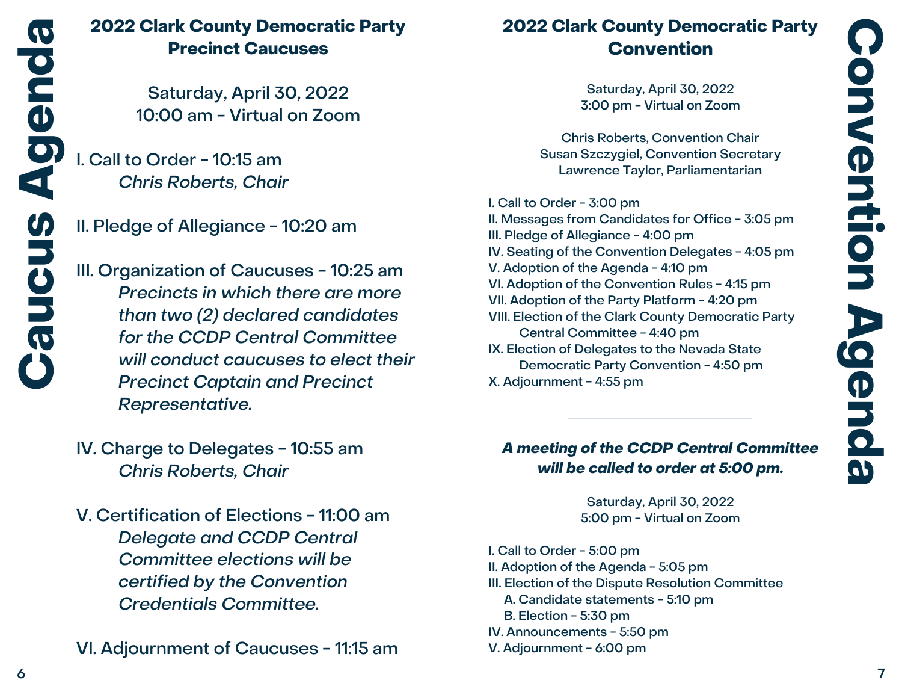# Caucus Agenda

## 2022 Clark County Democratic Party Precinct Caucuses

Saturday, April 30, 2022
10:00 am – Virtual on Zoom

I. Call to Order – 10:15 am
*Chris Roberts, Chair*

II. Pledge of Allegiance – 10:20 am

III. Organization of Caucuses – 10:25 am
*Precincts in which there are more than two (2) declared candidates for the CCDP Central Committee will conduct caucuses to elect their Precinct Captain and Precinct Representative.*

IV. Charge to Delegates – 10:55 am
*Chris Roberts, Chair*

V. Certification of Elections – 11:00 am
*Delegate and CCDP Central Committee elections will be certified by the Convention Credentials Committee.*

VI. Adjournment of Caucuses – 11:15 am

# Convention Agenda

## 2022 Clark County Democratic Party Convention

Saturday, April 30, 2022
3:00 pm – Virtual on Zoom

Chris Roberts, Convention Chair
Susan Szczygiel, Convention Secretary
Lawrence Taylor, Parliamentarian

I. Call to Order – 3:00 pm
II. Messages from Candidates for Office – 3:05 pm
III. Pledge of Allegiance – 4:00 pm
IV. Seating of the Convention Delegates – 4:05 pm
V. Adoption of the Agenda – 4:10 pm
VI. Adoption of the Convention Rules – 4:15 pm
VII. Adoption of the Party Platform – 4:20 pm
VIII. Election of the Clark County Democratic Party Central Committee – 4:40 pm
IX. Election of Delegates to the Nevada State Democratic Party Convention – 4:50 pm
X. Adjournment – 4:55 pm

---

***A meeting of the CCDP Central Committee will be called to order at 5:00 pm.***

Saturday, April 30, 2022
5:00 pm – Virtual on Zoom

I. Call to Order – 5:00 pm
II. Adoption of the Agenda – 5:05 pm
III. Election of the Dispute Resolution Committee
  A. Candidate statements – 5:10 pm
  B. Election – 5:30 pm
IV. Announcements – 5:50 pm
V. Adjournment – 6:00 pm